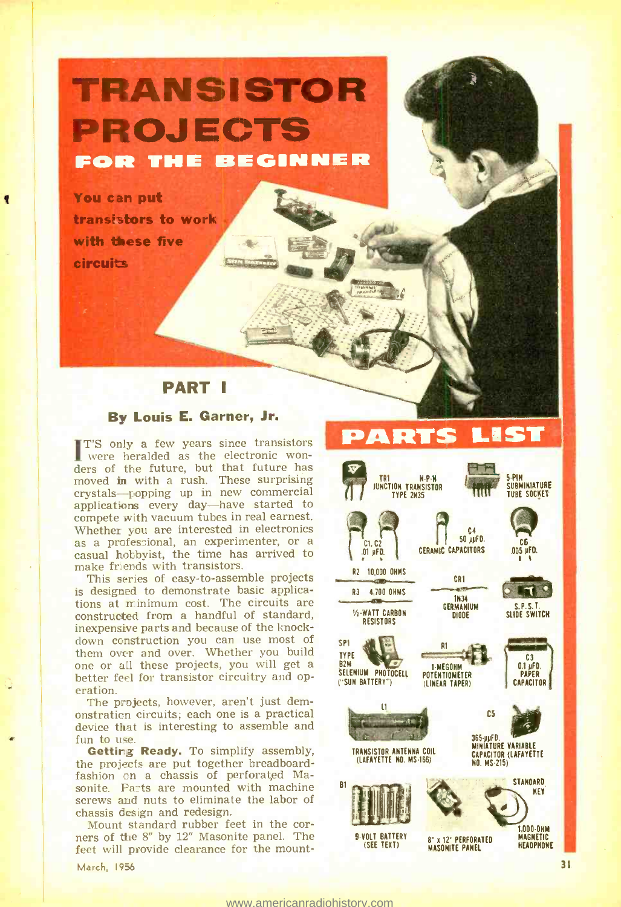# TRANSISTOR PROJECTS

## FOR THE BEGINNER

**You can put transistors to work with these five circuits**

### PART I

**By Louis E. Garner, Jr.**

IT'S only a few years since transistors were heralded as the electronic wonders of the future, but that future has moved in with a rush. These surprising crystals—popping up in new commercial applications every day—have started to compete with vacuum tubes in real earnest. Whether you are interested in electronics as a professional, an experimenter, or a casual hobbyist, the time has arrived to make friends with transistors.

This series of easy-to-assemble projects is designed to demonstrate basic applications at minimum cost. The circuits are constructed from a handful of standard, inexpensive parts and because of the knock-down construction you can use most of them over and over. Whether you build one or all these projects, you will get a better feel for transistor circuitry and operation.

The projects, however, aren't just demonstration circuits; each one is a practical device that is interesting to assemble and fun to use.

**Getting Ready.** To simplify assembly, the projects are put together breadboard-fashion on a chassis of perforated Masonite. Parts are mounted with machine screws and nuts to eliminate the labor of chassis design and redesign.

Mount standard rubber feet in the corners of the 8" by 12" Masonite panel. The feet will provide clearance for the mount-

## PARTS LIST

TR1 N-P-N JUNCTION TRANSISTOR TYPE 2N35

5-PIN SUBMINIATURE TUBE SOCKET

C1, C2 .01 μFD.

C4 50 μμFD. CERAMIC CAPACITORS

C6 .005 μFD.

R2 10,000 OHMS

R3 4,700 OHMS

½-WATT CARBON RESISTORS

CR1 1N34 GERMANIUM DIODE

S.P.S.T. SLIDE SWITCH

SP1 TYPE B2M SELENIUM PHOTOCELL ("SUN BATTERY")

R1 1-MEGOHM POTENTIOMETER (LINEAR TAPER)

C3 0.1 μFD. PAPER CAPACITOR

L1 TRANSISTOR ANTENNA COIL (LAFAYETTE NO. MS-166)

C5 365-μμFD. MINIATURE VARIABLE CAPACITOR (LAFAYETTE NO. MS-215)

B1 9-VOLT BATTERY (SEE TEXT)

8" x 12" PERFORATED MASONITE PANEL

STANDARD KEY

1,000-OHM MAGNETIC HEADPHONE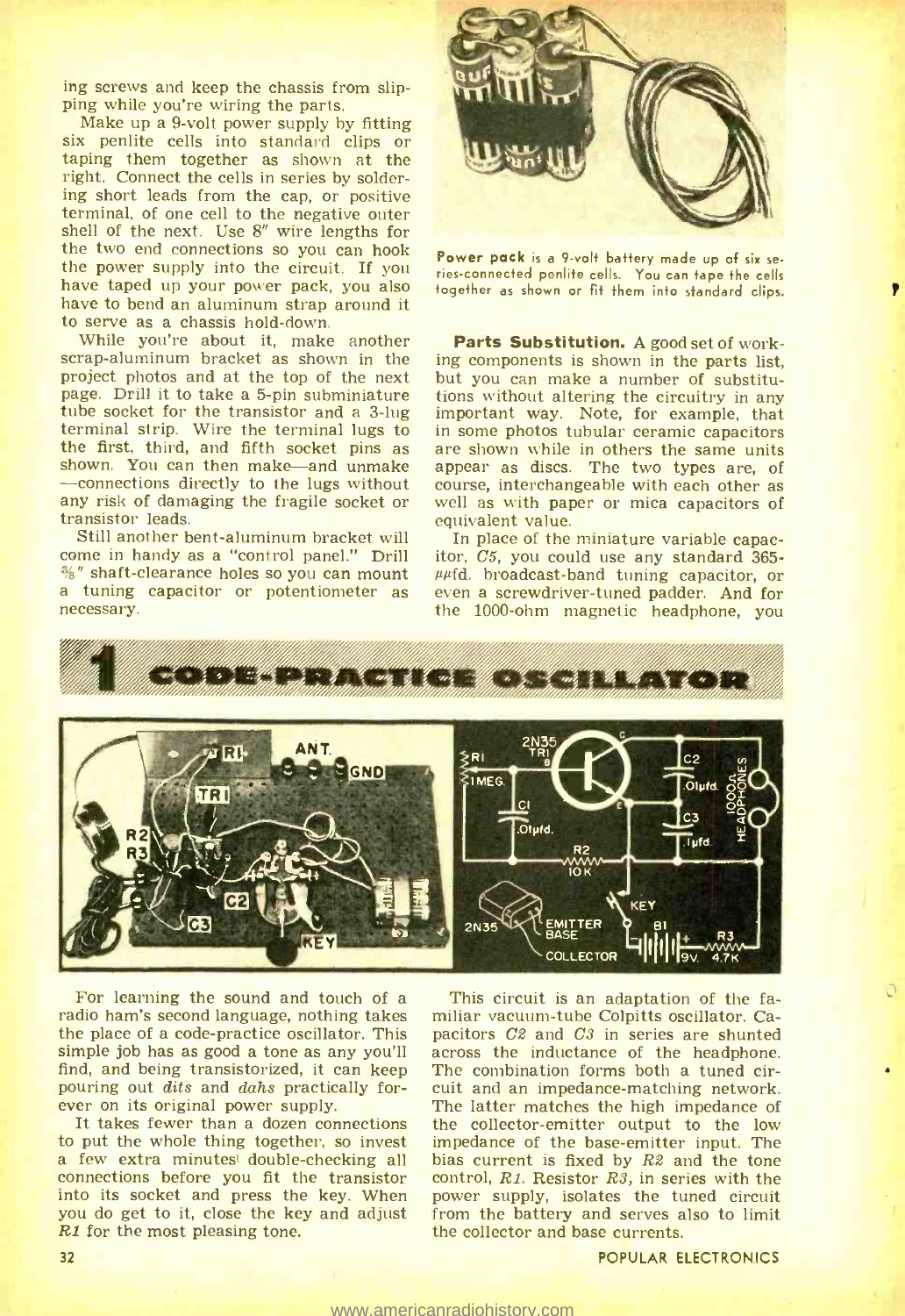ing screws and keep the chassis from slipping while you're wiring the parts.

Make up a 9-volt power supply by fitting six penlite cells into standard clips or taping them together as shown at the right. Connect the cells in series by soldering short leads from the cap, or positive terminal, of one cell to the negative outer shell of the next. Use 8" wire lengths for the two end connections so you can hook the power supply into the circuit. If you have taped up your power pack, you also have to bend an aluminum strap around it to serve as a chassis hold-down.

While you're about it, make another scrap-aluminum bracket as shown in the project photos and at the top of the next page. Drill it to take a 5-pin subminiature tube socket for the transistor and a 3-lug terminal strip. Wire the terminal lugs to the first, third, and fifth socket pins as shown. You can then make—and unmake—connections directly to the lugs without any risk of damaging the fragile socket or transistor leads.

Still another bent-aluminum bracket will come in handy as a "control panel." Drill 3/8" shaft-clearance holes so you can mount a tuning capacitor or potentiometer as necessary.

**Power pack** is a 9-volt battery made up of six series-connected penlite cells. You can tape the cells together as shown or fit them into standard clips.

**Parts Substitution.** A good set of working components is shown in the parts list, but you can make a number of substitutions without altering the circuitry in any important way. Note, for example, that in some photos tubular ceramic capacitors are shown while in others the same units appear as discs. The two types are, of course, interchangeable with each other as well as with paper or mica capacitors of equivalent value.

In place of the miniature variable capacitor, *C5*, you could use any standard 365-μμfd. broadcast-band tuning capacitor, or even a screwdriver-tuned padder. And for the 1000-ohm magnetic headphone, you

# 1 CODE-PRACTICE OSCILLATOR

R1 ANT. GND TR1 R2 R3 C2 C3 KEY

2N35 TR1 C B E R1 1MEG. C1 .01μfd. R2 10K C2 .01μfd. C3 .1μfd. 1000Ω HEADPHONES 2N35 EMITTER BASE COLLECTOR KEY B1 9V. R3 4.7K

For learning the sound and touch of a radio ham's second language, nothing takes the place of a code-practice oscillator. This simple job has as good a tone as any you'll find, and being transistorized, it can keep pouring out *dits* and *dahs* practically forever on its original power supply.

It takes fewer than a dozen connections to put the whole thing together, so invest a few extra minutes double-checking all connections before you fit the transistor into its socket and press the key. When you do get to it, close the key and adjust *R1* for the most pleasing tone.

This circuit is an adaptation of the familiar vacuum-tube Colpitts oscillator. Capacitors *C2* and *C3* in series are shunted across the inductance of the headphone. The combination forms both a tuned circuit and an impedance-matching network. The latter matches the high impedance of the collector-emitter output to the low impedance of the base-emitter input. The bias current is fixed by *R2* and the tone control, *R1*. Resistor *R3*, in series with the power supply, isolates the tuned circuit from the battery and serves also to limit the collector and base currents.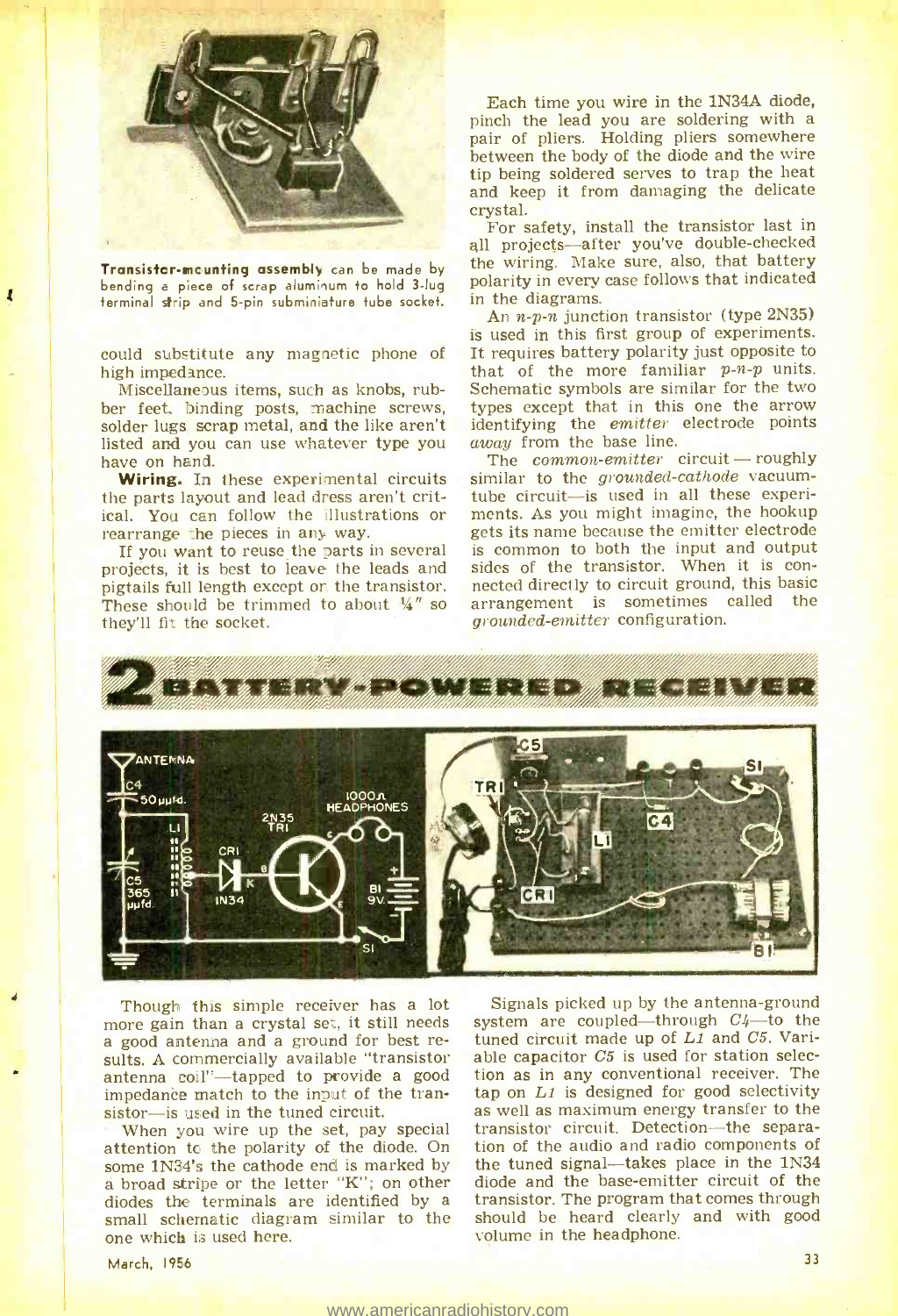**Transistor-mounting assembly** can be made by bending a piece of scrap aluminum to hold 3-lug terminal strip and 5-pin subminiature tube socket.

could substitute any magnetic phone of high impedance.

Miscellaneous items, such as knobs, rubber feet, binding posts, machine screws, solder lugs scrap metal, and the like aren't listed and you can use whatever type you have on hand.

**Wiring.** In these experimental circuits the parts layout and lead dress aren't critical. You can follow the illustrations or rearrange the pieces in any way.

If you want to reuse the parts in several projects, it is best to leave the leads and pigtails full length except on the transistor. These should be trimmed to about ¼" so they'll fit the socket.

Each time you wire in the 1N34A diode, pinch the lead you are soldering with a pair of pliers. Holding pliers somewhere between the body of the diode and the wire tip being soldered serves to trap the heat and keep it from damaging the delicate crystal.

For safety, install the transistor last in all projects—after you've double-checked the wiring. Make sure, also, that battery polarity in every case follows that indicated in the diagrams.

An *n-p-n* junction transistor (type 2N35) is used in this first group of experiments. It requires battery polarity just opposite to that of the more familiar *p-n-p* units. Schematic symbols are similar for the two types except that in this one the arrow identifying the *emitter* electrode points *away* from the base line.

The *common-emitter* circuit — roughly similar to the *grounded-cathode* vacuum-tube circuit—is used in all these experiments. As you might imagine, the hookup gets its name because the emitter electrode is common to both the input and output sides of the transistor. When it is connected directly to circuit ground, this basic arrangement is sometimes called the *grounded-emitter* configuration.

# 2 BATTERY-POWERED RECEIVER

ANTENNA
C4
50 μμfd.
L1
C5
365 μμfd.
CR1
1N34
2N35
TR1
1000Ω HEADPHONES
B1 9V.
S1

Though this simple receiver has a lot more gain than a crystal set, it still needs a good antenna and a ground for best results. A commercially available "transistor antenna coil"—tapped to provide a good impedance match to the input of the transistor—is used in the tuned circuit.

When you wire up the set, pay special attention to the polarity of the diode. On some 1N34's the cathode end is marked by a broad stripe or the letter "K"; on other diodes the terminals are identified by a small schematic diagram similar to the one which is used here.

Signals picked up by the antenna-ground system are coupled—through *C4*—to the tuned circuit made up of *L1* and *C5*. Variable capacitor *C5* is used for station selection as in any conventional receiver. The tap on *L1* is designed for good selectivity as well as maximum energy transfer to the transistor circuit. Detection—the separation of the audio and radio components of the tuned signal—takes place in the 1N34 diode and the base-emitter circuit of the transistor. The program that comes through should be heard clearly and with good volume in the headphone.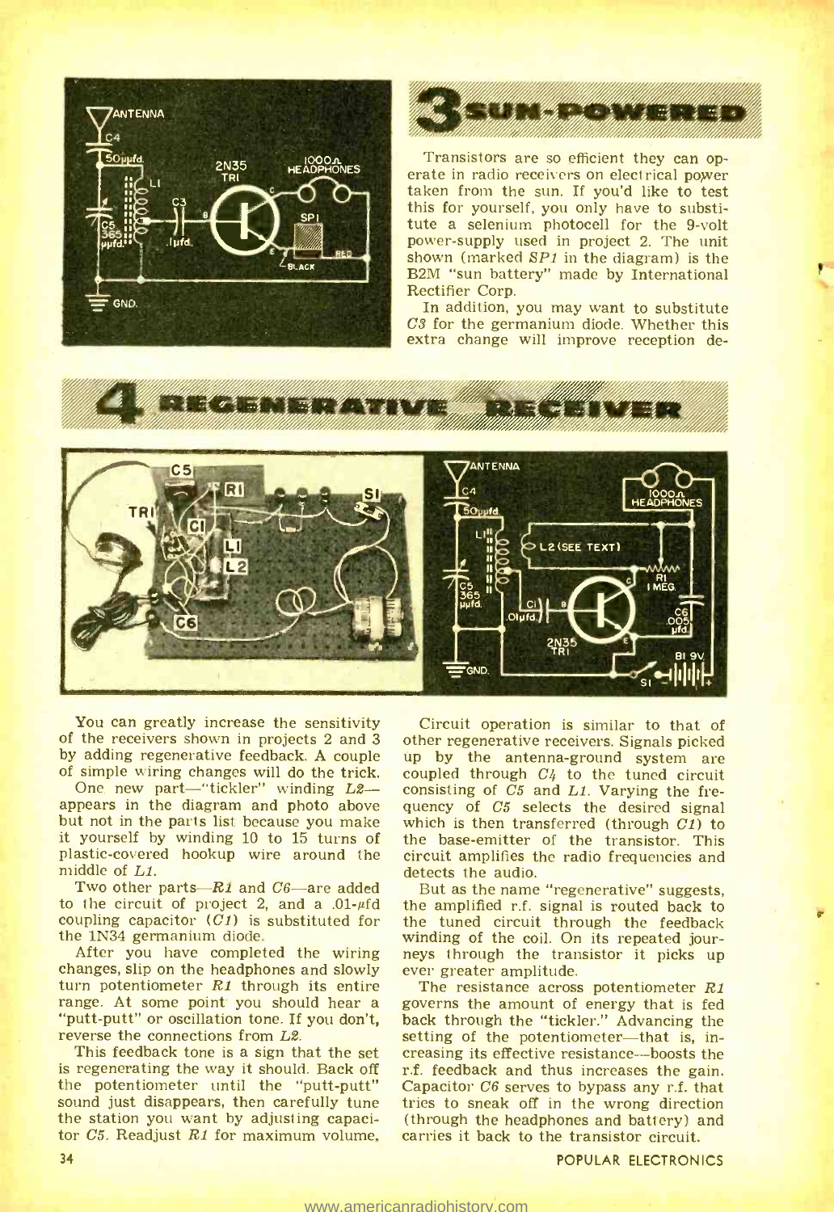## 3 SUN-POWERED

Transistors are so efficient they can operate in radio receivers on electrical power taken from the sun. If you'd like to test this for yourself, you only have to substitute a selenium photocell for the 9-volt power-supply used in project 2. The unit shown (marked *SP1* in the diagram) is the B2M "sun battery" made by International Rectifier Corp.

In addition, you may want to substitute *C3* for the germanium diode. Whether this extra change will improve reception de-

## 4 REGENERATIVE RECEIVER

You can greatly increase the sensitivity of the receivers shown in projects 2 and 3 by adding regenerative feedback. A couple of simple wiring changes will do the trick.

One new part—"tickler" winding *L2*—appears in the diagram and photo above but not in the parts list because you make it yourself by winding 10 to 15 turns of plastic-covered hookup wire around the middle of *L1*.

Two other parts—*R1* and *C6*—are added to the circuit of project 2, and a .01-μfd coupling capacitor (*C1*) is substituted for the 1N34 germanium diode.

After you have completed the wiring changes, slip on the headphones and slowly turn potentiometer *R1* through its entire range. At some point you should hear a "putt-putt" or oscillation tone. If you don't, reverse the connections from *L2*.

This feedback tone is a sign that the set is regenerating the way it should. Back off the potentiometer until the "putt-putt" sound just disappears, then carefully tune the station you want by adjusting capacitor *C5*. Readjust *R1* for maximum volume.

Circuit operation is similar to that of other regenerative receivers. Signals picked up by the antenna-ground system are coupled through *C4* to the tuned circuit consisting of *C5* and *L1*. Varying the frequency of *C5* selects the desired signal which is then transferred (through *C1*) to the base-emitter of the transistor. This circuit amplifies the radio frequencies and detects the audio.

But as the name "regenerative" suggests, the amplified r.f. signal is routed back to the tuned circuit through the feedback winding of the coil. On its repeated journeys through the transistor it picks up ever greater amplitude.

The resistance across potentiometer *R1* governs the amount of energy that is fed back through the "tickler." Advancing the setting of the potentiometer—that is, increasing its effective resistance—boosts the r.f. feedback and thus increases the gain. Capacitor *C6* serves to bypass any r.f. that tries to sneak off in the wrong direction (through the headphones and battery) and carries it back to the transistor circuit.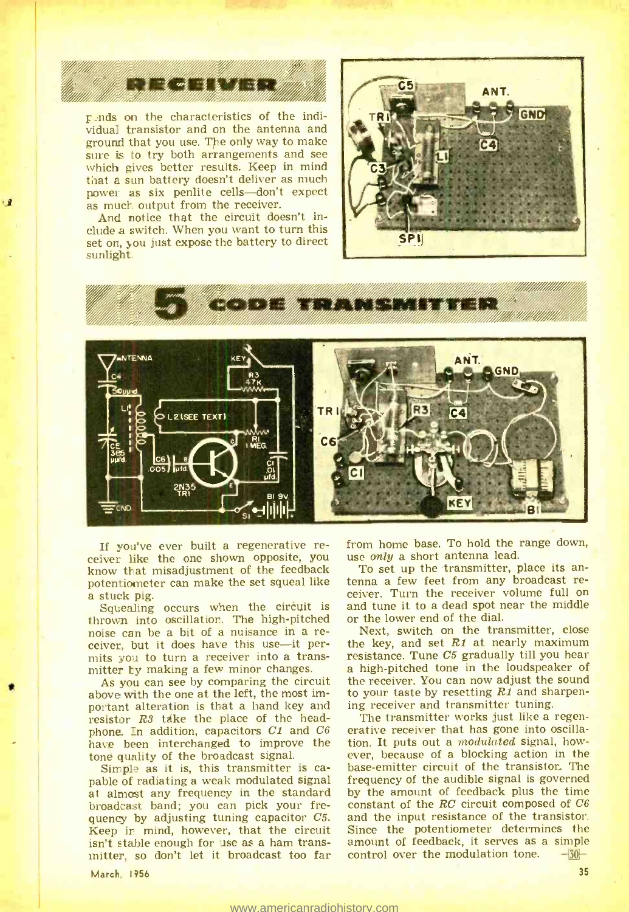## RECEIVER

pends on the characteristics of the individual transistor and on the antenna and ground that you use. The only way to make sure is to try both arrangements and see which gives better results. Keep in mind that a sun battery doesn't deliver as much power as six penlite cells—don't expect as much output from the receiver.

And notice that the circuit doesn't include a switch. When you want to turn this set on, you just expose the battery to direct sunlight.

C5
ANT.
TR1
GND
C4
L1
C3
SP1

## 5 CODE TRANSMITTER

ANTENNA
KEY
R3 4.7K
C4 50μμfd.
L1
L2 (SEE TEXT)
R1 1 MEG.
C5 365 μμfd.
C6 .005 μfd.
B
C
C1 .01 μfd.
2N35 TR1
E
B1 9V.
GND
S1

ANT.
GND
TR1
R3
C4
C6
C1
KEY
B1

If you've ever built a regenerative receiver like the one shown opposite, you know that misadjustment of the feedback potentiometer can make the set squeal like a stuck pig.

Squealing occurs when the circuit is thrown into oscillation. The high-pitched noise can be a bit of a nuisance in a receiver, but it does have this use—it permits you to turn a receiver into a transmitter by making a few minor changes.

As you can see by comparing the circuit above with the one at the left, the most important alteration is that a hand key and resistor *R3* take the place of the headphone. In addition, capacitors *C1* and *C6* have been interchanged to improve the tone quality of the broadcast signal.

Simple as it is, this transmitter is capable of radiating a weak modulated signal at almost any frequency in the standard broadcast band; you can pick your frequency by adjusting tuning capacitor *C5*. Keep in mind, however, that the circuit isn't stable enough for use as a ham transmitter, so don't let it broadcast too far from home base. To hold the range down, use *only* a short antenna lead.

To set up the transmitter, place its antenna a few feet from any broadcast receiver. Turn the receiver volume full on and tune it to a dead spot near the middle or the lower end of the dial.

Next, switch on the transmitter, close the key, and set *R1* at nearly maximum resistance. Tune *C5* gradually till you hear a high-pitched tone in the loudspeaker of the receiver. You can now adjust the sound to your taste by resetting *R1* and sharpening receiver and transmitter tuning.

The transmitter works just like a regenerative receiver that has gone into oscillation. It puts out a *modulated* signal, however, because of a blocking action in the base-emitter circuit of the transistor. The frequency of the audible signal is governed by the amount of feedback plus the time constant of the *RC* circuit composed of *C6* and the input resistance of the transistor. Since the potentiometer determines the amount of feedback, it serves as a simple control over the modulation tone. —30—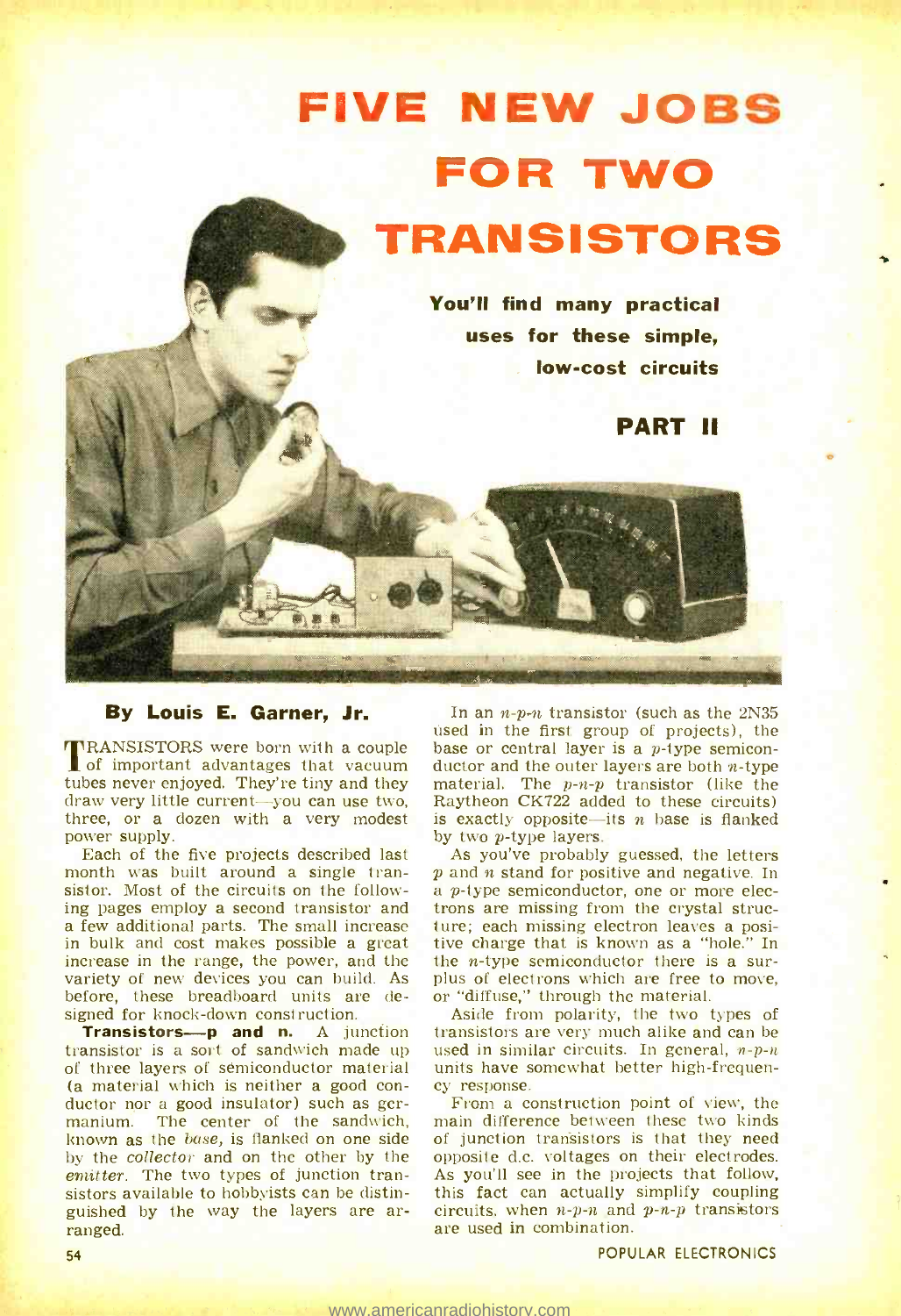# FIVE NEW JOBS FOR TWO TRANSISTORS

**You'll find many practical uses for these simple, low-cost circuits**

**PART II**

**By Louis E. Garner, Jr.**

TRANSISTORS were born with a couple of important advantages that vacuum tubes never enjoyed. They're tiny and they draw very little current—you can use two, three, or a dozen with a very modest power supply.

Each of the five projects described last month was built around a single transistor. Most of the circuits on the following pages employ a second transistor and a few additional parts. The small increase in bulk and cost makes possible a great increase in the range, the power, and the variety of new devices you can build. As before, these breadboard units are designed for knock-down construction.

**Transistors—p and n.** A junction transistor is a sort of sandwich made up of three layers of semiconductor material (a material which is neither a good conductor nor a good insulator) such as germanium. The center of the sandwich, known as the *base*, is flanked on one side by the *collector* and on the other by the *emitter*. The two types of junction transistors available to hobbyists can be distinguished by the way the layers are arranged.

In an *n-p-n* transistor (such as the 2N35 used in the first group of projects), the base or central layer is a *p*-type semiconductor and the outer layers are both *n*-type material. The *p-n-p* transistor (like the Raytheon CK722 added to these circuits) is exactly opposite—its *n* base is flanked by two *p*-type layers.

As you've probably guessed, the letters *p* and *n* stand for positive and negative. In a *p*-type semiconductor, one or more electrons are missing from the crystal structure; each missing electron leaves a positive charge that is known as a "hole." In the *n*-type semiconductor there is a surplus of electrons which are free to move, or "diffuse," through the material.

Aside from polarity, the two types of transistors are very much alike and can be used in similar circuits. In general, *n-p-n* units have somewhat better high-frequency response.

From a construction point of view, the main difference between these two kinds of junction transistors is that they need opposite d.c. voltages on their electrodes. As you'll see in the projects that follow, this fact can actually simplify coupling circuits, when *n-p-n* and *p-n-p* transistors are used in combination.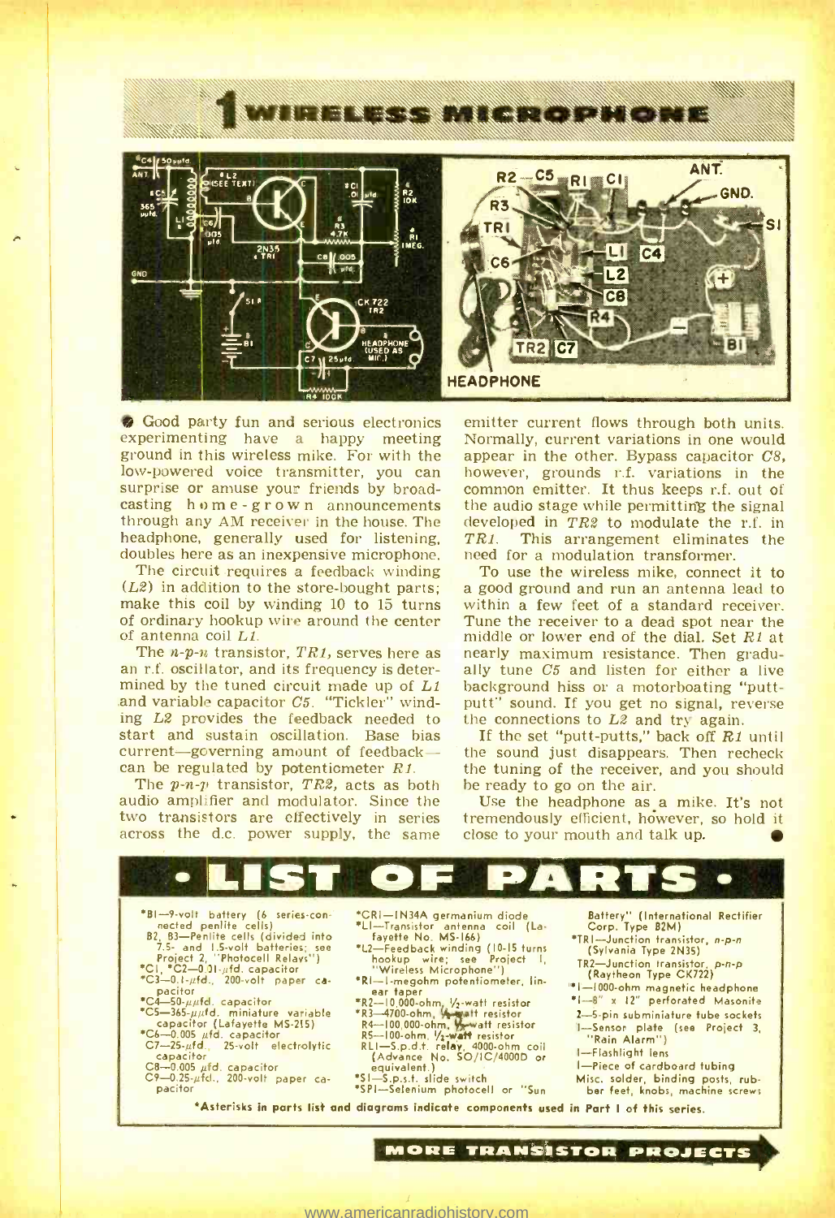# 1 WIRELESS MICROPHONE

Good party fun and serious electronics experimenting have a happy meeting ground in this wireless mike. For with the low-powered voice transmitter, you can surprise or amuse your friends by broadcasting home-grown announcements through any AM receiver in the house. The headphone, generally used for listening, doubles here as an inexpensive microphone.

The circuit requires a feedback winding (*L2*) in addition to the store-bought parts; make this coil by winding 10 to 15 turns of ordinary hookup wire around the center of antenna coil *L1*.

The *n-p-n* transistor, *TR1*, serves here as an r.f. oscillator, and its frequency is determined by the tuned circuit made up of *L1* and variable capacitor *C5*. "Tickler" winding *L2* provides the feedback needed to start and sustain oscillation. Base bias current—governing amount of feedback—can be regulated by potentiometer *R1*.

The *p-n-p* transistor, *TR2*, acts as both audio amplifier and modulator. Since the two transistors are effectively in series across the d.c. power supply, the same emitter current flows through both units. Normally, current variations in one would appear in the other. Bypass capacitor *C8*, however, grounds r.f. variations in the common emitter. It thus keeps r.f. out of the audio stage while permitting the signal developed in *TR2* to modulate the r.f. in *TR1*. This arrangement eliminates the need for a modulation transformer.

To use the wireless mike, connect it to a good ground and run an antenna lead to within a few feet of a standard receiver. Tune the receiver to a dead spot near the middle or lower end of the dial. Set *R1* at nearly maximum resistance. Then gradually tune *C5* and listen for either a live background hiss or a motorboating "putt-putt" sound. If you get no signal, reverse the connections to *L2* and try again.

If the set "putt-putts," back off *R1* until the sound just disappears. Then recheck the tuning of the receiver, and you should be ready to go on the air.

Use the headphone as a mike. It's not tremendously efficient, however, so hold it close to your mouth and talk up.

## LIST OF PARTS

- *B1—9-volt battery (6 series-connected penlite cells)
- B2, B3—Penlite cells (divided into 7.5- and 1.5-volt batteries; see Project 2, "Photocell Relays")
- *C1, *C2—0.01-µfd. capacitor
- *C3—0.1-µfd., 200-volt paper capacitor
- *C4—50-µµfd. capacitor
- *C5—365-µµfd. miniature variable capacitor (Lafayette MS-215)
- *C6—0.005 µfd. capacitor
- C7—25-µfd., 25-volt electrolytic capacitor
- C8—0.005 µfd. capacitor
- C9—0.25-µfd., 200-volt paper capacitor
- *CR1—1N34A germanium diode
- *L1—Transistor antenna coil (Lafayette No. MS-166)
- *L2—Feedback winding (10-15 turns hookup wire; see Project 1, "Wireless Microphone")
- *R1—1-megohm potentiometer, linear taper
- *R2—10,000-ohm, ½-watt resistor
- *R3—4700-ohm, ½-watt resistor
- R4—100,000-ohm, ½-watt resistor
- R5—100-ohm, ½-watt resistor
- RL1—S.p.d.t. relay, 4000-ohm coil (Advance No. SO/1C/4000D or equivalent.)
- *S1—S.p.s.t. slide switch
- *SP1—Selenium photocell or "Sun Battery" (International Rectifier Corp. Type B2M)
- *TR1—Junction transistor, *n-p-n* (Sylvania Type 2N35)
- TR2—Junction transistor, *p-n-p* (Raytheon Type CK722)
- *1—1000-ohm magnetic headphone
- *1—8" x 12" perforated Masonite
- 2—5-pin subminiature tube sockets
- 1—Sensor plate (see Project 3, "Rain Alarm")
- 1—Flashlight lens
- 1—Piece of cardboard tubing
- Misc. solder, binding posts, rubber feet, knobs, machine screws

*Asterisks in parts list and diagrams indicate components used in Part 1 of this series.

MORE TRANSISTOR PROJECTS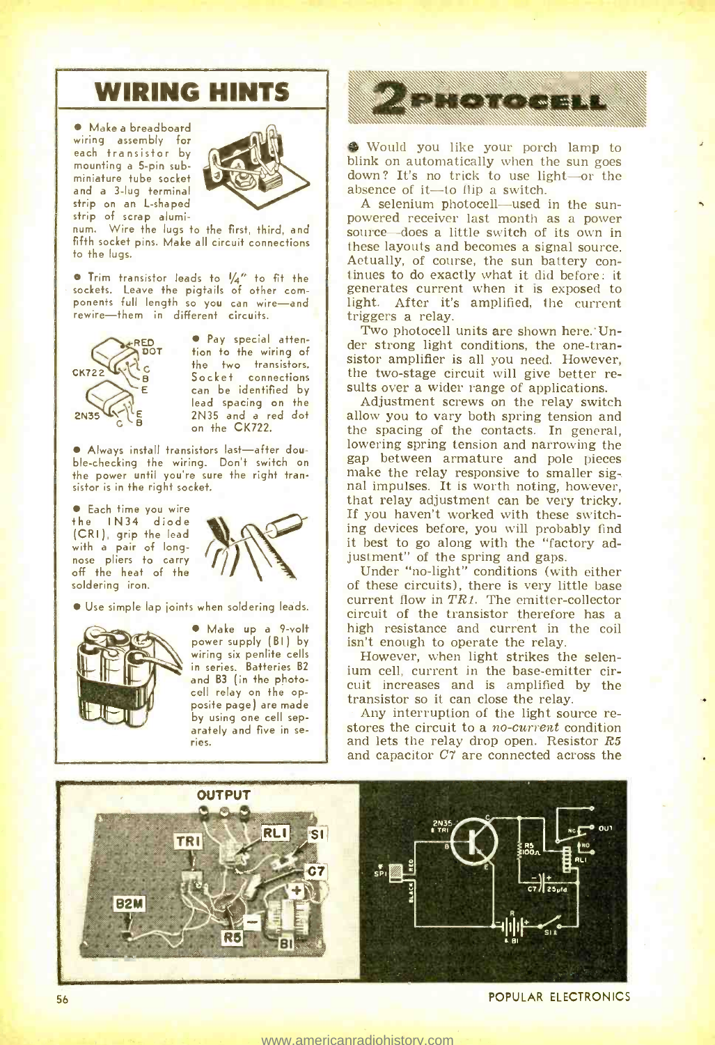## WIRING HINTS

- Make a breadboard wiring assembly for each transistor by mounting a 5-pin subminiature tube socket and a 3-lug terminal strip on an L-shaped strip of scrap aluminum. Wire the lugs to the first, third, and fifth socket pins. Make all circuit connections to the lugs.

- Trim transistor leads to 1/4" to fit the sockets. Leave the pigtails of other components full length so you can wire—and rewire—them in different circuits.

- Pay special attention to the wiring of the two transistors. Socket connections can be identified by lead spacing on the 2N35 and a red dot on the CK722.

- Always install transistors last—after double-checking the wiring. Don't switch on the power until you're sure the right transistor is in the right socket.

- Each time you wire the 1N34 diode (CR1), grip the lead with a pair of long-nose pliers to carry off the heat of the soldering iron.

- Use simple lap joints when soldering leads.

- Make up a 9-volt power supply (B1) by wiring six penlite cells in series. Batteries B2 and B3 (in the photocell relay on the opposite page) are made by using one cell separately and five in series.

## 2 PHOTOCELL

Would you like your porch lamp to blink on automatically when the sun goes down? It's no trick to use light—or the absence of it—to flip a switch.

A selenium photocell—used in the sun-powered receiver last month as a power source—does a little switch of its own in these layouts and becomes a signal source. Actually, of course, the sun battery continues to do exactly what it did before: it generates current when it is exposed to light. After it's amplified, the current triggers a relay.

Two photocell units are shown here. Under strong light conditions, the one-transistor amplifier is all you need. However, the two-stage circuit will give better results over a wider range of applications.

Adjustment screws on the relay switch allow you to vary both spring tension and the spacing of the contacts. In general, lowering spring tension and narrowing the gap between armature and pole pieces make the relay responsive to smaller signal impulses. It is worth noting, however, that relay adjustment can be very tricky. If you haven't worked with these switching devices before, you will probably find it best to go along with the "factory adjustment" of the spring and gaps.

Under "no-light" conditions (with either of these circuits), there is very little base current flow in *TR1*. The emitter-collector circuit of the transistor therefore has a high resistance and current in the coil isn't enough to operate the relay.

However, when light strikes the selenium cell, current in the base-emitter circuit increases and is amplified by the transistor so it can close the relay.

Any interruption of the light source restores the circuit to a *no-current* condition and lets the relay drop open. Resistor *R5* and capacitor *C7* are connected across the

OUTPUT
TR1
RL1
S1
C7
B2M
R5
B1

2N35 TR1
C
B
E
SP1
RED
BLACK
R5 100Ω
C7 25μfd
RL1
NC
NO
OUT
B1
S1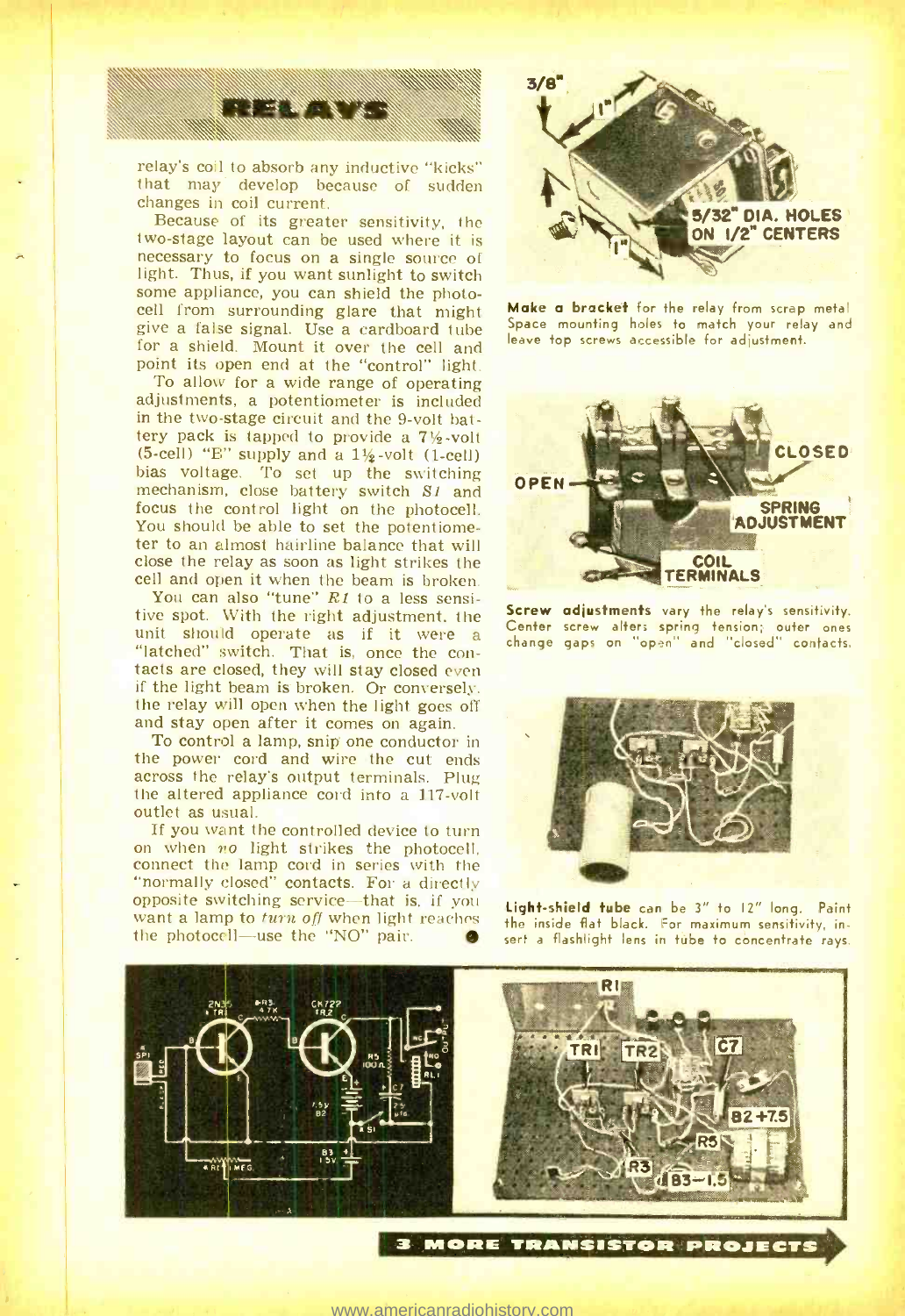relay's coil to absorb any inductive "kicks" that may develop because of sudden changes in coil current.

Because of its greater sensitivity, the two-stage layout can be used where it is necessary to focus on a single source of light. Thus, if you want sunlight to switch some appliance, you can shield the photocell from surrounding glare that might give a false signal. Use a cardboard tube for a shield. Mount it over the cell and point its open end at the "control" light.

To allow for a wide range of operating adjustments, a potentiometer is included in the two-stage circuit and the 9-volt battery pack is tapped to provide a 7½-volt (5-cell) "E" supply and a 1½-volt (1-cell) bias voltage. To set up the switching mechanism, close battery switch *S1* and focus the control light on the photocell. You should be able to set the potentiometer to an almost hairline balance that will close the relay as soon as light strikes the cell and open it when the beam is broken.

You can also "tune" *R1* to a less sensitive spot. With the right adjustment, the unit should operate as if it were a "latched" switch. That is, once the contacts are closed, they will stay closed even if the light beam is broken. Or conversely, the relay will open when the light goes off and stay open after it comes on again.

To control a lamp, snip one conductor in the power cord and wire the cut ends across the relay's output terminals. Plug the altered appliance cord into a 117-volt outlet as usual.

If you want the controlled device to turn on when *no* light strikes the photocell, connect the lamp cord in series with the "normally closed" contacts. For a directly opposite switching service—that is, if you want a lamp to *turn off* when light reaches the photocell—use the "NO" pair.

3/8"
1"
1"
5/32" DIA. HOLES ON 1/2" CENTERS

**Make a bracket** for the relay from scrap metal. Space mounting holes to match your relay and leave top screws accessible for adjustment.

OPEN
CLOSED
SPRING ADJUSTMENT
COIL TERMINALS

**Screw adjustments** vary the relay's sensitivity. Center screw alters spring tension; outer ones change gaps on "open" and "closed" contacts.

**Light-shield tube** can be 3" to 12" long. Paint the inside flat black. For maximum sensitivity, insert a flashlight lens in tube to concentrate rays.

SP1 · 2N35 TR1 · R3 4.7K · CK722 TR2 · R5 100Ω · NC · NO · OUT · RL1 · C7 25 µfd. · B2 7.5V · S1 · B3 1.5V · R1 1 MEG.

R1 · TR1 · TR2 · C7 · B2 +7.5 · R5 · R3 · B3 −1.5

**3 MORE TRANSISTOR PROJECTS**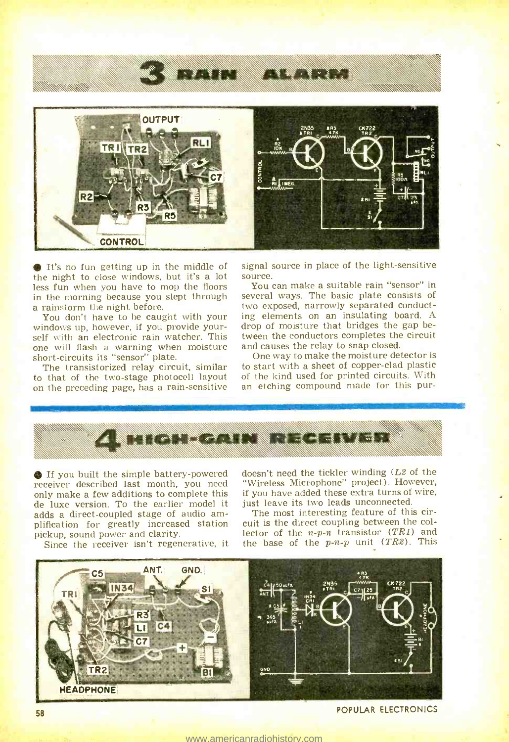# 3 RAIN ALARM

OUTPUT

TR1 TR2 RL1

C7

R2

R3 R5

CONTROL

2N35 TR1 R3 4.7K CK722 TR2

R2 10K

CONTROL

R1 1MEG.

R5 100Ω

RL1

NC NO

OUTPUT

B1

C7 25 µfd.

S1

It's no fun getting up in the middle of the night to close windows, but it's a lot less fun when you have to mop the floors in the morning because you slept through a rainstorm the night before.

You don't have to be caught with your windows up, however, if you provide yourself with an electronic rain watcher. This one will flash a warning when moisture short-circuits its "sensor" plate.

The transistorized relay circuit, similar to that of the two-stage photocell layout on the preceding page, has a rain-sensitive signal source in place of the light-sensitive source.

You can make a suitable rain "sensor" in several ways. The basic plate consists of two exposed, narrowly separated conducting elements on an insulating board. A drop of moisture that bridges the gap between the conductors completes the circuit and causes the relay to snap closed.

One way to make the moisture detector is to start with a sheet of copper-clad plastic of the kind used for printed circuits. With an etching compound made for this pur-

# 4 HIGH-GAIN RECEIVER

If you built the simple battery-powered receiver described last month, you need only make a few additions to complete this de luxe version. To the earlier model it adds a direct-coupled stage of audio amplification for greatly increased station pickup, sound power and clarity.

Since the receiver isn't regenerative, it doesn't need the tickler winding (*L2* of the "Wireless Microphone" project). However, if you have added these extra turns of wire, just leave its two leads unconnected.

The most interesting feature of this circuit is the direct coupling between the collector of the *n-p-n* transistor (*TR1*) and the base of the *p-n-p* unit (*TR2*). This

C5 ANT. GND.

TR1 1N34 S1

R3

L1 C4

C7

TR2 B1

HEADPHONE

C4 50 µµfd. ANT

1N34 CR1

2N35 TR1

C7 25 µfd.

R3 4.7K

CK722 TR2

C5 365 µµfd.

L1

HEADPHONE

B1

S1

GND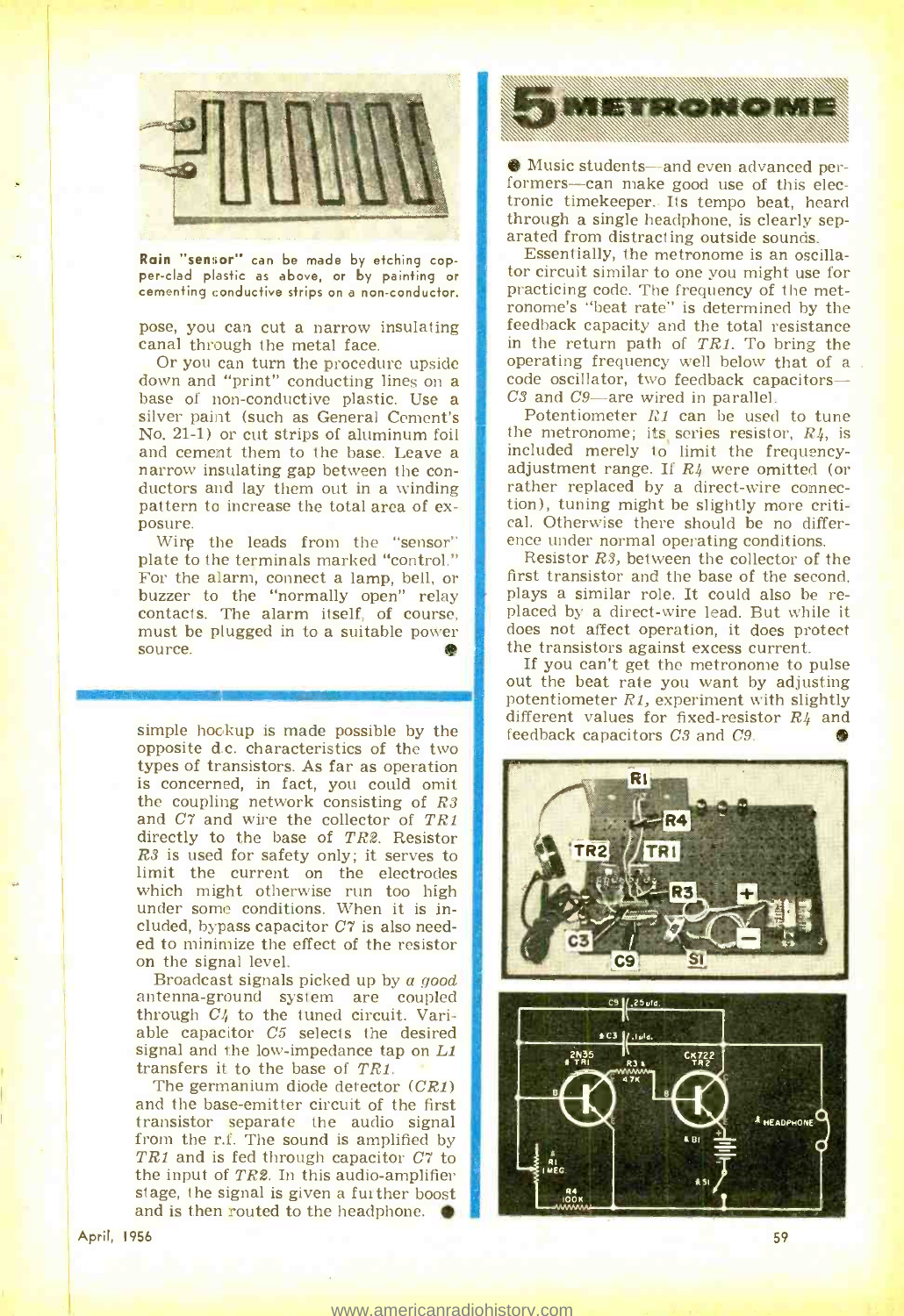Rain "sensor" can be made by etching copper-clad plastic as above, or by painting or cementing conductive strips on a non-conductor.

pose, you can cut a narrow insulating canal through the metal face.

Or you can turn the procedure upside down and "print" conducting lines on a base of non-conductive plastic. Use a silver paint (such as General Cement's No. 21-1) or cut strips of aluminum foil and cement them to the base. Leave a narrow insulating gap between the conductors and lay them out in a winding pattern to increase the total area of exposure.

Wire the leads from the "sensor" plate to the terminals marked "control." For the alarm, connect a lamp, bell, or buzzer to the "normally open" relay contacts. The alarm itself, of course, must be plugged in to a suitable power source.

simple hookup is made possible by the opposite d.c. characteristics of the two types of transistors. As far as operation is concerned, in fact, you could omit the coupling network consisting of *R3* and *C7* and wire the collector of *TR1* directly to the base of *TR2*. Resistor *R3* is used for safety only; it serves to limit the current on the electrodes which might otherwise run too high under some conditions. When it is included, bypass capacitor *C7* is also needed to minimize the effect of the resistor on the signal level.

Broadcast signals picked up by *a good* antenna-ground system are coupled through *C4* to the tuned circuit. Variable capacitor *C5* selects the desired signal and the low-impedance tap on *L1* transfers it to the base of *TR1*.

The germanium diode detector (*CR1*) and the base-emitter circuit of the first transistor separate the audio signal from the r.f. The sound is amplified by *TR1* and is fed through capacitor *C7* to the input of *TR2*. In this audio-amplifier stage, the signal is given a further boost and is then routed to the headphone.

# 5 METRONOME

Music students—and even advanced performers—can make good use of this electronic timekeeper. Its tempo beat, heard through a single headphone, is clearly separated from distracting outside sounds.

Essentially, the metronome is an oscillator circuit similar to one you might use for practicing code. The frequency of the metronome's "beat rate" is determined by the feedback capacity and the total resistance in the return path of *TR1*. To bring the operating frequency well below that of a code oscillator, two feedback capacitors—*C3* and *C9*—are wired in parallel.

Potentiometer *R1* can be used to tune the metronome; its series resistor, *R4*, is included merely to limit the frequency-adjustment range. If *R4* were omitted (or rather replaced by a direct-wire connection), tuning might be slightly more critical. Otherwise there should be no difference under normal operating conditions.

Resistor *R3*, between the collector of the first transistor and the base of the second, plays a similar role. It could also be replaced by a direct-wire lead. But while it does not affect operation, it does protect the transistors against excess current.

If you can't get the metronome to pulse out the beat rate you want by adjusting potentiometer *R1*, experiment with slightly different values for fixed-resistor *R4* and feedback capacitors *C3* and *C9*.

R1
R4
TR2
TR1
R3
+
−
C3
C9
S1

C9 .25 ufd.
C3 .1 ufd.
2N35 TR1
R3 47K
CK722 TR2
B
E
C
HEADPHONE
B1
S1
R1 1 MEG.
R4 100K